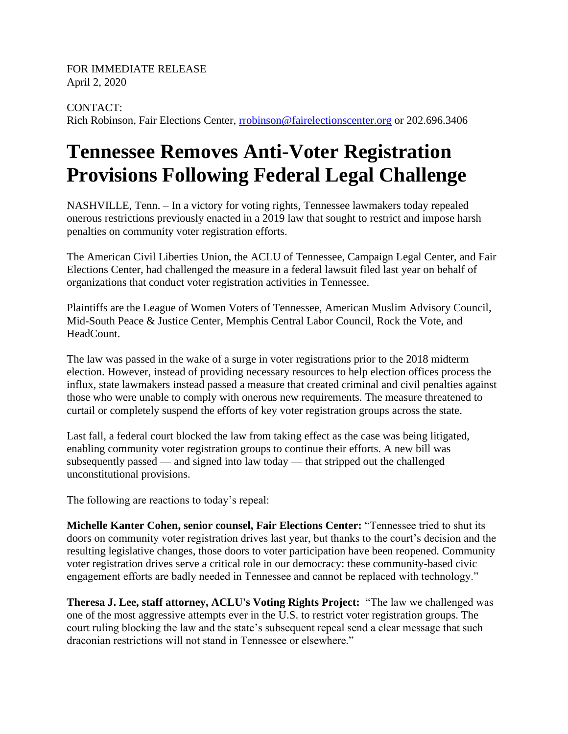FOR IMMEDIATE RELEASE
April 2, 2020

CONTACT:
Rich Robinson, Fair Elections Center, rrobinson@fairelectionscenter.org or 202.696.3406

# Tennessee Removes Anti-Voter Registration Provisions Following Federal Legal Challenge

NASHVILLE, Tenn. – In a victory for voting rights, Tennessee lawmakers today repealed onerous restrictions previously enacted in a 2019 law that sought to restrict and impose harsh penalties on community voter registration efforts.

The American Civil Liberties Union, the ACLU of Tennessee, Campaign Legal Center, and Fair Elections Center, had challenged the measure in a federal lawsuit filed last year on behalf of organizations that conduct voter registration activities in Tennessee.

Plaintiffs are the League of Women Voters of Tennessee, American Muslim Advisory Council, Mid-South Peace & Justice Center, Memphis Central Labor Council, Rock the Vote, and HeadCount.

The law was passed in the wake of a surge in voter registrations prior to the 2018 midterm election. However, instead of providing necessary resources to help election offices process the influx, state lawmakers instead passed a measure that created criminal and civil penalties against those who were unable to comply with onerous new requirements. The measure threatened to curtail or completely suspend the efforts of key voter registration groups across the state.

Last fall, a federal court blocked the law from taking effect as the case was being litigated, enabling community voter registration groups to continue their efforts. A new bill was subsequently passed — and signed into law today — that stripped out the challenged unconstitutional provisions.

The following are reactions to today's repeal:

**Michelle Kanter Cohen, senior counsel, Fair Elections Center:** "Tennessee tried to shut its doors on community voter registration drives last year, but thanks to the court's decision and the resulting legislative changes, those doors to voter participation have been reopened. Community voter registration drives serve a critical role in our democracy: these community-based civic engagement efforts are badly needed in Tennessee and cannot be replaced with technology."

**Theresa J. Lee, staff attorney, ACLU's Voting Rights Project:** "The law we challenged was one of the most aggressive attempts ever in the U.S. to restrict voter registration groups. The court ruling blocking the law and the state's subsequent repeal send a clear message that such draconian restrictions will not stand in Tennessee or elsewhere."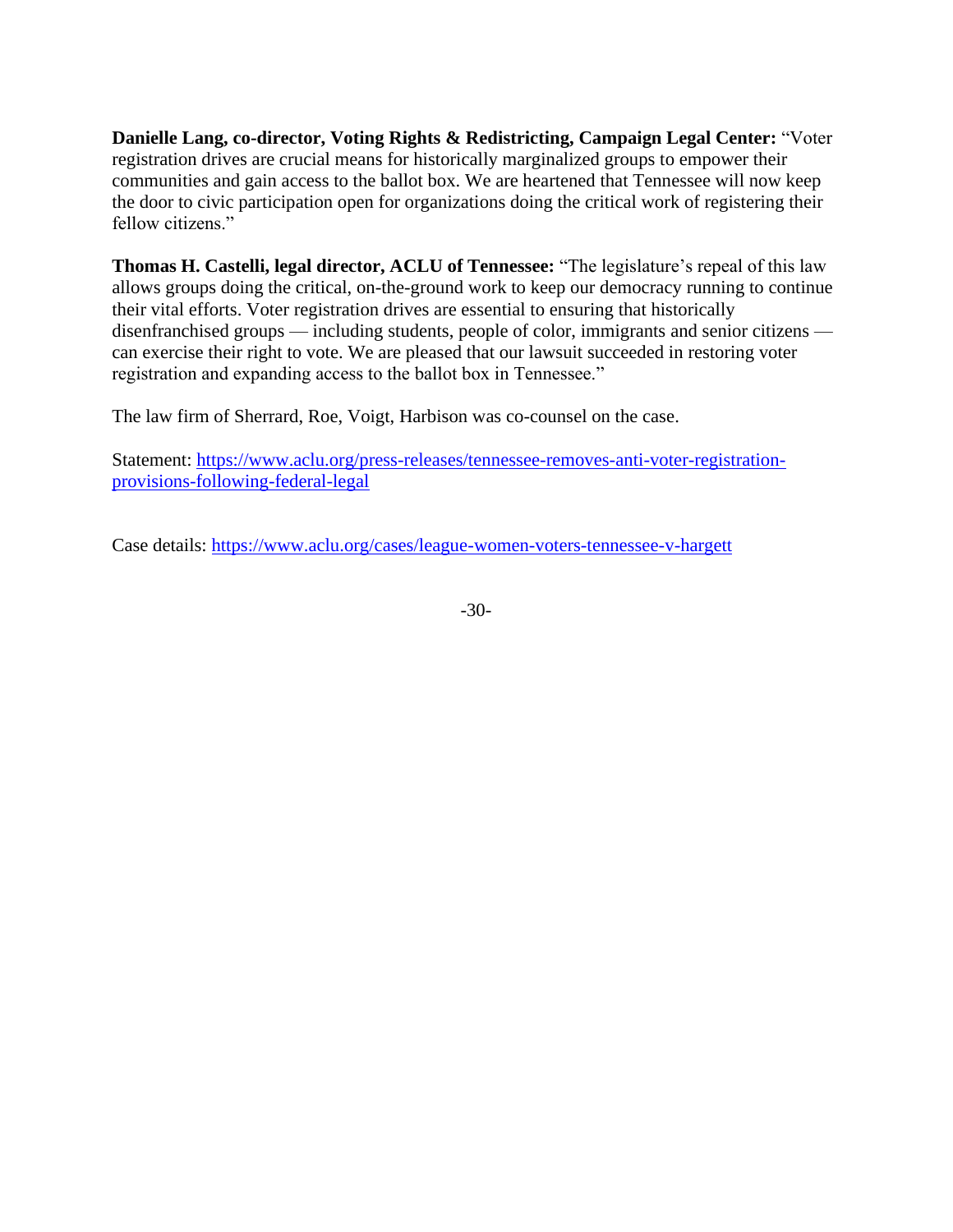**Danielle Lang, co-director, Voting Rights & Redistricting, Campaign Legal Center:** "Voter registration drives are crucial means for historically marginalized groups to empower their communities and gain access to the ballot box. We are heartened that Tennessee will now keep the door to civic participation open for organizations doing the critical work of registering their fellow citizens."

**Thomas H. Castelli, legal director, ACLU of Tennessee:** "The legislature's repeal of this law allows groups doing the critical, on-the-ground work to keep our democracy running to continue their vital efforts. Voter registration drives are essential to ensuring that historically disenfranchised groups — including students, people of color, immigrants and senior citizens — can exercise their right to vote. We are pleased that our lawsuit succeeded in restoring voter registration and expanding access to the ballot box in Tennessee."

The law firm of Sherrard, Roe, Voigt, Harbison was co-counsel on the case.

Statement: [https://www.aclu.org/press-releases/tennessee-removes-anti-voter-registration-provisions-following-federal-legal](https://www.aclu.org/press-releases/tennessee-removes-anti-voter-registration-provisions-following-federal-legal)

Case details: [https://www.aclu.org/cases/league-women-voters-tennessee-v-hargett](https://www.aclu.org/cases/league-women-voters-tennessee-v-hargett)

-30-